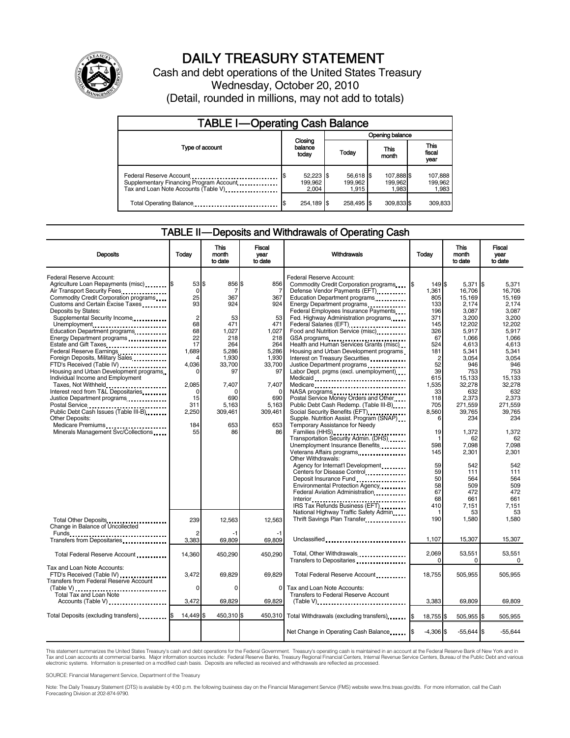# DAILY TREASURY STATEMENT

Cash and debt operations of the United States Treasury
Wednesday, October 20, 2010
(Detail, rounded in millions, may not add to totals)

## TABLE I—Operating Cash Balance

| Type of account | Closing balance today | Opening balance Today | Opening balance This month | Opening balance This fiscal year |
|---|---|---|---|---|
| Federal Reserve Account | $ 52,223 | $ 56,618 | $ 107,888 | $ 107,888 |
| Supplementary Financing Program Account | 199,962 | 199,962 | 199,962 | 199,962 |
| Tax and Loan Note Accounts (Table V) | 2,004 | 1,915 | 1,983 | 1,983 |
| Total Operating Balance | $ 254,189 | $ 258,495 | $ 309,833 | $ 309,833 |

## TABLE II—Deposits and Withdrawals of Operating Cash

| Deposits | Today | This month to date | Fiscal year to date |
|---|---|---|---|
| Federal Reserve Account: | | | |
| Agriculture Loan Repayments (misc) | $ 53 | $ 856 | $ 856 |
| Air Transport Security Fees | 0 | 7 | 7 |
| Commodity Credit Corporation programs | 25 | 367 | 367 |
| Customs and Certain Excise Taxes | 93 | 924 | 924 |
| Deposits by States: | | | |
| Supplemental Security Income | 2 | 53 | 53 |
| Unemployment | 68 | 471 | 471 |
| Education Department programs | 68 | 1,027 | 1,027 |
| Energy Department programs | 22 | 218 | 218 |
| Estate and Gift Taxes | 17 | 264 | 264 |
| Federal Reserve Earnings | 1,689 | 5,286 | 5,286 |
| Foreign Deposits, Military Sales | 4 | 1,930 | 1,930 |
| FTD's Received (Table IV) | 4,036 | 33,700 | 33,700 |
| Housing and Urban Development programs | 0 | 97 | 97 |
| Individual Income and Employment Taxes, Not Withheld | 2,085 | 7,407 | 7,407 |
| Interest recd from T&L Depositaries | 0 | 0 | 0 |
| Justice Department programs | 15 | 690 | 690 |
| Postal Service | 311 | 5,163 | 5,163 |
| Public Debt Cash Issues (Table III-B) | 2,250 | 309,461 | 309,461 |
| Other Deposits: | | | |
| Medicare Premiums | 184 | 653 | 653 |
| Minerals Management Svc/Collections | 55 | 86 | 86 |
| Total Other Deposits | 239 | 12,563 | 12,563 |
| Change in Balance of Uncollected Funds | 2 | -1 | -1 |
| Transfers from Depositaries | 3,383 | 69,809 | 69,809 |
| Total Federal Reserve Account | 14,360 | 450,290 | 450,290 |
| Tax and Loan Note Accounts: | | | |
| FTD's Received (Table IV) | 3,472 | 69,829 | 69,829 |
| Transfers from Federal Reserve Account (Table V) | 0 | 0 | 0 |
| Total Tax and Loan Note Accounts (Table V) | 3,472 | 69,829 | 69,829 |
| Total Deposits (excluding transfers) | $ 14,449 | $ 450,310 | $ 450,310 |

| Withdrawals | Today | This month to date | Fiscal year to date |
|---|---|---|---|
| Federal Reserve Account: | | | |
| Commodity Credit Corporation programs | $ 149 | $ 5,371 | $ 5,371 |
| Defense Vendor Payments (EFT) | 1,361 | 16,706 | 16,706 |
| Education Department programs | 805 | 15,169 | 15,169 |
| Energy Department programs | 133 | 2,174 | 2,174 |
| Federal Employees Insurance Payments | 196 | 3,087 | 3,087 |
| Fed. Highway Administration programs | 371 | 3,200 | 3,200 |
| Federal Salaries (EFT) | 145 | 12,202 | 12,202 |
| Food and Nutrition Service (misc) | 326 | 5,917 | 5,917 |
| GSA programs | 67 | 1,066 | 1,066 |
| Health and Human Services Grants (misc) | 524 | 4,613 | 4,613 |
| Housing and Urban Development programs | 181 | 5,341 | 5,341 |
| Interest on Treasury Securities | 2 | 3,054 | 3,054 |
| Justice Department programs | 52 | 946 | 946 |
| Labor Dept. prgms (excl. unemployment) | 39 | 753 | 753 |
| Medicaid | 615 | 15,133 | 15,133 |
| Medicare | 1,535 | 32,278 | 32,278 |
| NASA programs | 33 | 632 | 632 |
| Postal Service Money Orders and Other | 118 | 2,373 | 2,373 |
| Public Debt Cash Redemp. (Table III-B) | 705 | 271,559 | 271,559 |
| Social Security Benefits (EFT) | 8,560 | 39,765 | 39,765 |
| Supple. Nutrition Assist. Program (SNAP) | 6 | 234 | 234 |
| Temporary Assistance for Needy Families (HHS) | 19 | 1,372 | 1,372 |
| Transportation Security Admin. (DHS) | 1 | 62 | 62 |
| Unemployment Insurance Benefits | 598 | 7,098 | 7,098 |
| Veterans Affairs programs | 145 | 2,301 | 2,301 |
| Other Withdrawals: | | | |
| Agency for Internat'l Development | 59 | 542 | 542 |
| Centers for Disease Control | 59 | 111 | 111 |
| Deposit Insurance Fund | 50 | 564 | 564 |
| Environmental Protection Agency | 58 | 509 | 509 |
| Federal Aviation Administration | 67 | 472 | 472 |
| Interior | 68 | 661 | 661 |
| IRS Tax Refunds Business (EFT) | 410 | 7,151 | 7,151 |
| National Highway Traffic Safety Admin | 1 | 53 | 53 |
| Thrift Savings Plan Transfer | 190 | 1,580 | 1,580 |
| Unclassified | 1,107 | 15,307 | 15,307 |
| Total, Other Withdrawals | 2,069 | 53,551 | 53,551 |
| Transfers to Depositaries | 0 | 0 | 0 |
| Total Federal Reserve Account | 18,755 | 505,955 | 505,955 |
| Tax and Loan Note Accounts: | | | |
| Transfers to Federal Reserve Account (Table V) | 3,383 | 69,809 | 69,809 |
| Total Withdrawals (excluding transfers) | $ 18,755 | $ 505,955 | $ 505,955 |
| Net Change in Operating Cash Balance | $ -4,306 | $ -55,644 | $ -55,644 |

This statement summarizes the United States Treasury's cash and debt operations for the Federal Government. Treasury's operating cash is maintained in an account at the Federal Reserve Bank of New York and in Tax and Loan accounts at commercial banks. Major information sources include: Federal Reserve Banks, Treasury Regional Financial Centers, Internal Revenue Service Centers, Bureau of the Public Debt and various electronic systems. Information is presented on a modified cash basis. Deposits are reflected as received and withdrawals are reflected as processed.

SOURCE: Financial Management Service, Department of the Treasury

Note: The Daily Treasury Statement (DTS) is available by 4:00 p.m. the following business day on the Financial Management Service (FMS) website www.fms.treas.gov/dts. For more information, call the Cash Forecasting Division at 202-874-9790.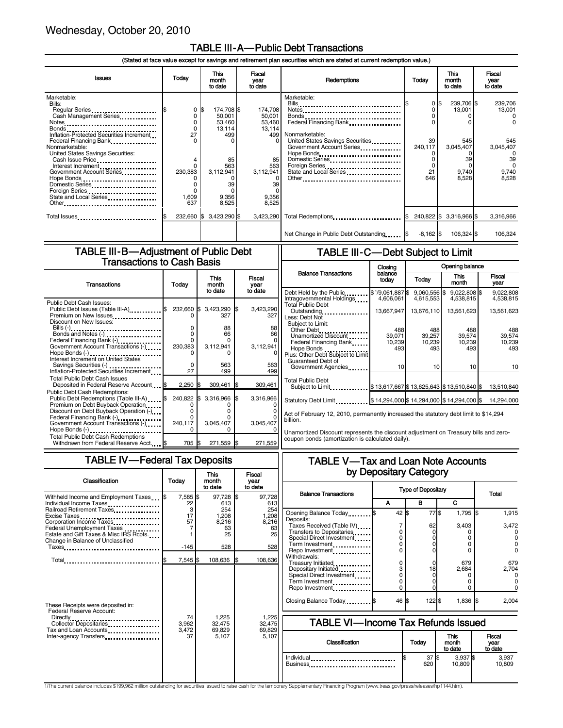Wednesday, October 20, 2010

## TABLE III-A—Public Debt Transactions

(Stated at face value except for savings and retirement plan securities which are stated at current redemption value.)

| Issues | Today | This month to date | Fiscal year to date |
|---|---|---|---|
| Marketable: | | | |
| Bills: | | | |
| Regular Series | $ 0 | $ 174,708 | $ 174,708 |
| Cash Management Series | 0 | 50,001 | 50,001 |
| Notes | 0 | 53,460 | 53,460 |
| Bonds | 0 | 13,114 | 13,114 |
| Inflation-Protected Securities Increment | 27 | 499 | 499 |
| Federal Financing Bank | 0 | 0 | 0 |
| Nonmarketable: | | | |
| United States Savings Securities: | | | |
| Cash Issue Price | 4 | 85 | 85 |
| Interest Increment | 0 | 563 | 563 |
| Government Account Series | 230,383 | 3,112,941 | 3,112,941 |
| Hope Bonds | 0 | 0 | 0 |
| Domestic Series | 0 | 39 | 39 |
| Foreign Series | 0 | 0 | 0 |
| State and Local Series | 1,609 | 9,356 | 9,356 |
| Other | 637 | 8,525 | 8,525 |
| Total Issues | $ 232,660 | $ 3,423,290 | $ 3,423,290 |

| Redemptions | Today | This month to date | Fiscal year to date |
|---|---|---|---|
| Marketable: | | | |
| Bills | $ 0 | $ 239,706 | $ 239,706 |
| Notes | 0 | 13,001 | 13,001 |
| Bonds | 0 | 0 | 0 |
| Federal Financing Bank | 0 | 0 | 0 |
| Nonmarketable: | | | |
| United States Savings Securities | 39 | 545 | 545 |
| Government Account Series | 240,117 | 3,045,407 | 3,045,407 |
| Hope Bonds | 0 | 0 | 0 |
| Domestic Series | 0 | 39 | 39 |
| Foreign Series | 0 | 0 | 0 |
| State and Local Series | 21 | 9,740 | 9,740 |
| Other | 646 | 8,528 | 8,528 |
| Total Redemptions | $ 240,822 | $ 3,316,966 | $ 3,316,966 |
| Net Change in Public Debt Outstanding | $ -8,162 | $ 106,324 | $ 106,324 |

## TABLE III-B—Adjustment of Public Debt Transactions to Cash Basis

| Transactions | Today | This month to date | Fiscal year to date |
|---|---|---|---|
| Public Debt Cash Issues: | | | |
| Public Debt Issues (Table III-A) | $ 232,660 | $ 3,423,290 | $ 3,423,290 |
| Premium on New Issues | 0 | 327 | 327 |
| Discount on New Issues: | | | |
| Bills (-) | 0 | 88 | 88 |
| Bonds and Notes (-) | 0 | 66 | 66 |
| Federal Financing Bank (-) | 0 | 0 | 0 |
| Government Account Transactions (-) | 230,383 | 3,112,941 | 3,112,941 |
| Hope Bonds (-) | 0 | 0 | 0 |
| Interest Increment on United States Savings Securities (-) | 0 | 563 | 563 |
| Inflation-Protected Securities Increment | 27 | 499 | 499 |
| Total Public Debt Cash Issues Deposited in Federal Reserve Account | $ 2,250 | $ 309,461 | $ 309,461 |
| Public Debt Cash Redemptions: | | | |
| Public Debt Redemptions (Table III-A) | $ 240,822 | $ 3,316,966 | $ 3,316,966 |
| Premium on Debt Buyback Operation | 0 | 0 | 0 |
| Discount on Debt Buyback Operation (-) | 0 | 0 | 0 |
| Federal Financing Bank (-) | 0 | 0 | 0 |
| Government Account Transactions (-) | 240,117 | 3,045,407 | 3,045,407 |
| Hope Bonds (-) | 0 | 0 | 0 |
| Total Public Debt Cash Redemptions Withdrawn from Federal Reserve Acct. | $ 705 | $ 271,559 | $ 271,559 |

## TABLE III-C—Debt Subject to Limit

| Balance Transactions | Closing balance today | Opening balance Today | Opening balance This month | Opening balance Fiscal year |
|---|---|---|---|---|
| Debt Held by the Public | $ [1]9,061,887 | $ 9,060,556 | $ 9,022,808 | $ 9,022,808 |
| Intragovernmental Holdings | 4,606,061 | 4,615,553 | 4,538,815 | 4,538,815 |
| Total Public Debt Outstanding | 13,667,947 | 13,676,110 | 13,561,623 | 13,561,623 |
| Less: Debt Not Subject to Limit: | | | | |
| Other Debt | 488 | 488 | 488 | 488 |
| Unamortized Discount | 39,071 | 39,257 | 39,574 | 39,574 |
| Federal Financing Bank | 10,239 | 10,239 | 10,239 | 10,239 |
| Hope Bonds | 493 | 493 | 493 | 493 |
| Plus: Other Debt Subject to Limit Guaranteed Debt of Government Agencies | 10 | 10 | 10 | 10 |
| Total Public Debt Subject to Limit | $ 13,617,667 | $ 13,625,643 | $ 13,510,840 | $ 13,510,840 |
| Statutory Debt Limit | $ 14,294,000 | $ 14,294,000 | $ 14,294,000 | $ 14,294,000 |

Act of February 12, 2010, permanently increased the statutory debt limit to $14,294 billion.

Unamortized Discount represents the discount adjustment on Treasury bills and zero-coupon bonds (amortization is calculated daily).

## TABLE IV—Federal Tax Deposits

| Classification | Today | This month to date | Fiscal year to date |
|---|---|---|---|
| Withheld Income and Employment Taxes | $ 7,585 | $ 97,728 | $ 97,728 |
| Individual Income Taxes | 22 | 613 | 613 |
| Railroad Retirement Taxes | 3 | 254 | 254 |
| Excise Taxes | 17 | 1,208 | 1,208 |
| Corporation Income Taxes | 57 | 8,216 | 8,216 |
| Federal Unemployment Taxes | 7 | 63 | 63 |
| Estate and Gift Taxes & Misc IRS Rcpts. | 1 | 25 | 25 |
| Change in Balance of Unclassified Taxes | -145 | 528 | 528 |
| Total | $ 7,545 | $ 108,636 | $ 108,636 |
| These Receipts were deposited in: | | | |
| Federal Reserve Account: | | | |
| Directly | 74 | 1,225 | 1,225 |
| Collector Depositaries | 3,962 | 32,475 | 32,475 |
| Tax and Loan Accounts | 3,472 | 69,829 | 69,829 |
| Inter-agency Transfers | 37 | 5,107 | 5,107 |

## TABLE V—Tax and Loan Note Accounts by Depositary Category

| Balance Transactions | A | B | C | Total |
|---|---|---|---|---|
| Opening Balance Today | $ 42 | $ 77 | $ 1,795 | $ 1,915 |
| Deposits: | | | | |
| Taxes Received (Table IV) | 7 | 62 | 3,403 | 3,472 |
| Transfers to Depositaries | 0 | 0 | 0 | 0 |
| Special Direct Investment | 0 | 0 | 0 | 0 |
| Term Investment | 0 | 0 | 0 | 0 |
| Repo Investment | 0 | 0 | 0 | 0 |
| Withdrawals: | | | | |
| Treasury Initiated | 0 | 0 | 679 | 679 |
| Depositary Initiated | 3 | 18 | 2,684 | 2,704 |
| Special Direct Investment | 0 | 0 | 0 | 0 |
| Term Investment | 0 | 0 | 0 | 0 |
| Repo Investment | 0 | 0 | 0 | 0 |
| Closing Balance Today | $ 46 | $ 122 | $ 1,836 | $ 2,004 |

## TABLE VI—Income Tax Refunds Issued

| Classification | Today | This month to date | Fiscal year to date |
|---|---|---|---|
| Individual | $ 37 | $ 3,937 | $ 3,937 |
| Business | 620 | 10,809 | 10,809 |

1/The current balance includes $199,962 million outstanding for securities issued to raise cash for the temporary Supplementary Financing Program (www.treas.gov/press/releases/hp1144.htm).